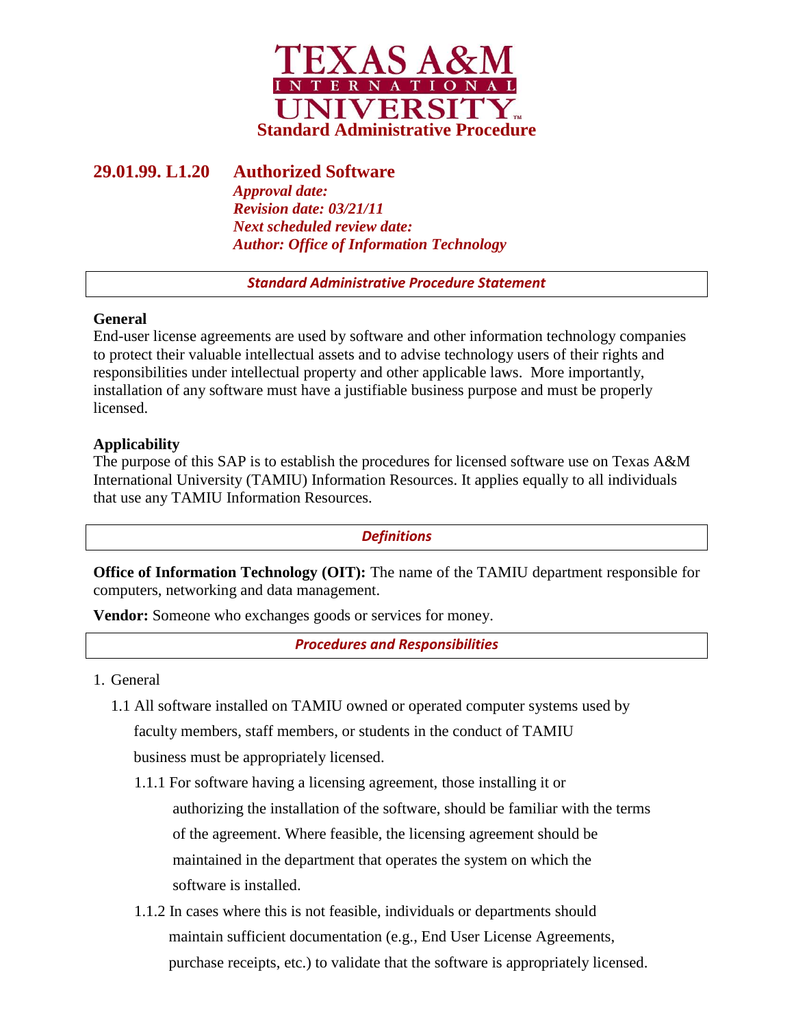# Texas A&M International University

**Standard Administrative Procedure**

## 29.01.99. L1.20 Authorized Software

*Approval date:*
*Revision date: 03/21/11*
*Next scheduled review date:*
*Author: Office of Information Technology*

### *Standard Administrative Procedure Statement*

**General**

End-user license agreements are used by software and other information technology companies to protect their valuable intellectual assets and to advise technology users of their rights and responsibilities under intellectual property and other applicable laws. More importantly, installation of any software must have a justifiable business purpose and must be properly licensed.

**Applicability**

The purpose of this SAP is to establish the procedures for licensed software use on Texas A&M International University (TAMIU) Information Resources. It applies equally to all individuals that use any TAMIU Information Resources.

### *Definitions*

**Office of Information Technology (OIT):** The name of the TAMIU department responsible for computers, networking and data management.

**Vendor:** Someone who exchanges goods or services for money.

### *Procedures and Responsibilities*

1. General

   1.1 All software installed on TAMIU owned or operated computer systems used by faculty members, staff members, or students in the conduct of TAMIU business must be appropriately licensed.

      1.1.1 For software having a licensing agreement, those installing it or authorizing the installation of the software, should be familiar with the terms of the agreement. Where feasible, the licensing agreement should be maintained in the department that operates the system on which the software is installed.

      1.1.2 In cases where this is not feasible, individuals or departments should maintain sufficient documentation (e.g., End User License Agreements, purchase receipts, etc.) to validate that the software is appropriately licensed.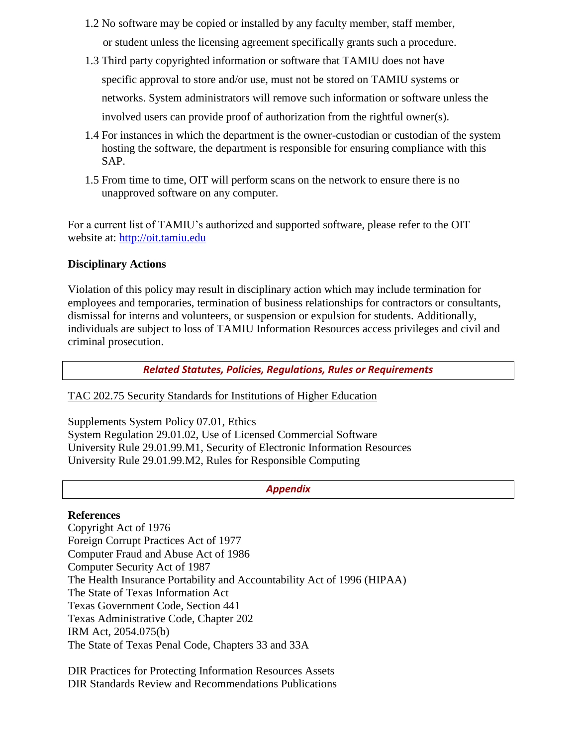1.2 No software may be copied or installed by any faculty member, staff member, or student unless the licensing agreement specifically grants such a procedure.

1.3 Third party copyrighted information or software that TAMIU does not have specific approval to store and/or use, must not be stored on TAMIU systems or networks. System administrators will remove such information or software unless the involved users can provide proof of authorization from the rightful owner(s).

1.4 For instances in which the department is the owner-custodian or custodian of the system hosting the software, the department is responsible for ensuring compliance with this SAP.

1.5 From time to time, OIT will perform scans on the network to ensure there is no unapproved software on any computer.

For a current list of TAMIU's authorized and supported software, please refer to the OIT website at: [http://oit.tamiu.edu](http://oit.tamiu.edu)

**Disciplinary Actions**

Violation of this policy may result in disciplinary action which may include termination for employees and temporaries, termination of business relationships for contractors or consultants, dismissal for interns and volunteers, or suspension or expulsion for students. Additionally, individuals are subject to loss of TAMIU Information Resources access privileges and civil and criminal prosecution.

## *Related Statutes, Policies, Regulations, Rules or Requirements*

TAC 202.75 Security Standards for Institutions of Higher Education

Supplements System Policy 07.01, Ethics
System Regulation 29.01.02, Use of Licensed Commercial Software
University Rule 29.01.99.M1, Security of Electronic Information Resources
University Rule 29.01.99.M2, Rules for Responsible Computing

## *Appendix*

**References**
Copyright Act of 1976
Foreign Corrupt Practices Act of 1977
Computer Fraud and Abuse Act of 1986
Computer Security Act of 1987
The Health Insurance Portability and Accountability Act of 1996 (HIPAA)
The State of Texas Information Act
Texas Government Code, Section 441
Texas Administrative Code, Chapter 202
IRM Act, 2054.075(b)
The State of Texas Penal Code, Chapters 33 and 33A

DIR Practices for Protecting Information Resources Assets
DIR Standards Review and Recommendations Publications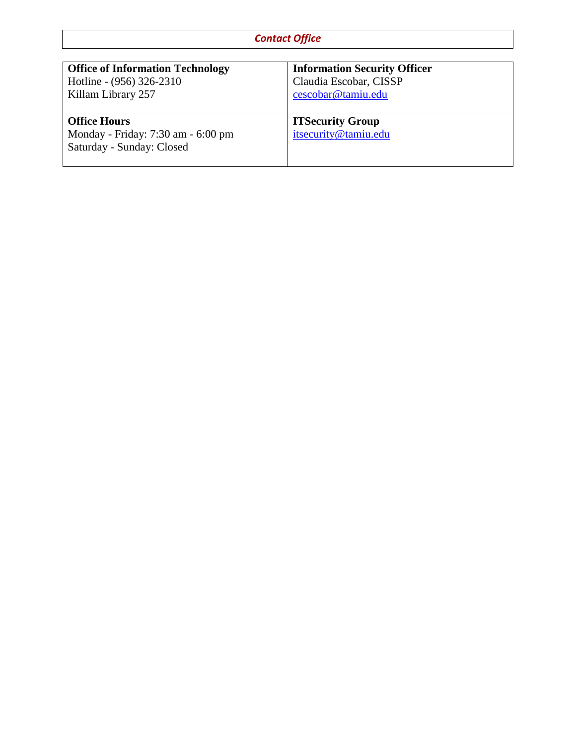## *Contact Office*

| | |
|---|---|
| **Office of Information Technology**<br>Hotline - (956) 326-2310<br>Killam Library 257 | **Information Security Officer**<br>Claudia Escobar, CISSP<br>cescobar@tamiu.edu |
| **Office Hours**<br>Monday - Friday: 7:30 am - 6:00 pm<br>Saturday - Sunday: Closed | **ITSecurity Group**<br>itsecurity@tamiu.edu |